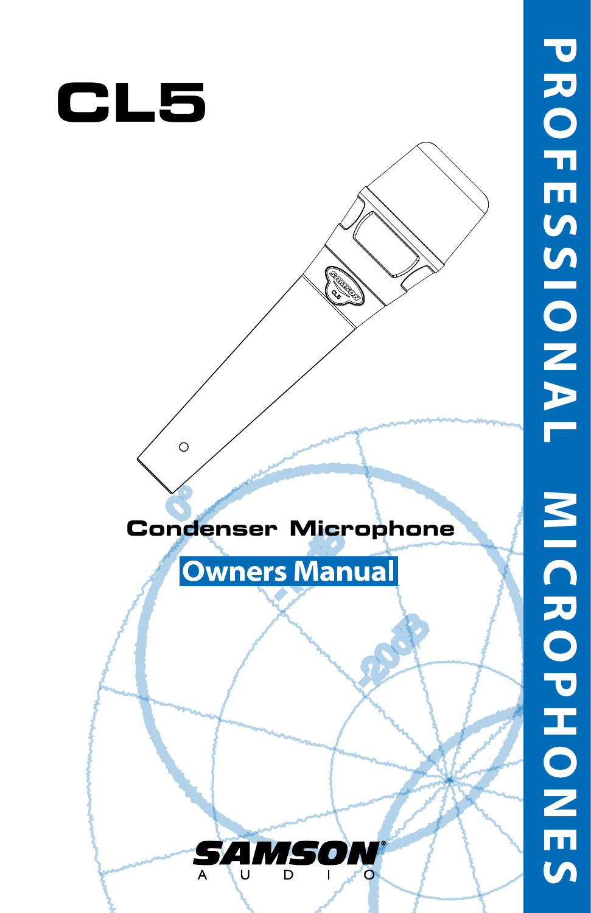# CL5

## Condenser Microphone

**Owners Manual**

SAMSON AUDIO

PROFESSIONAL MICROPHONES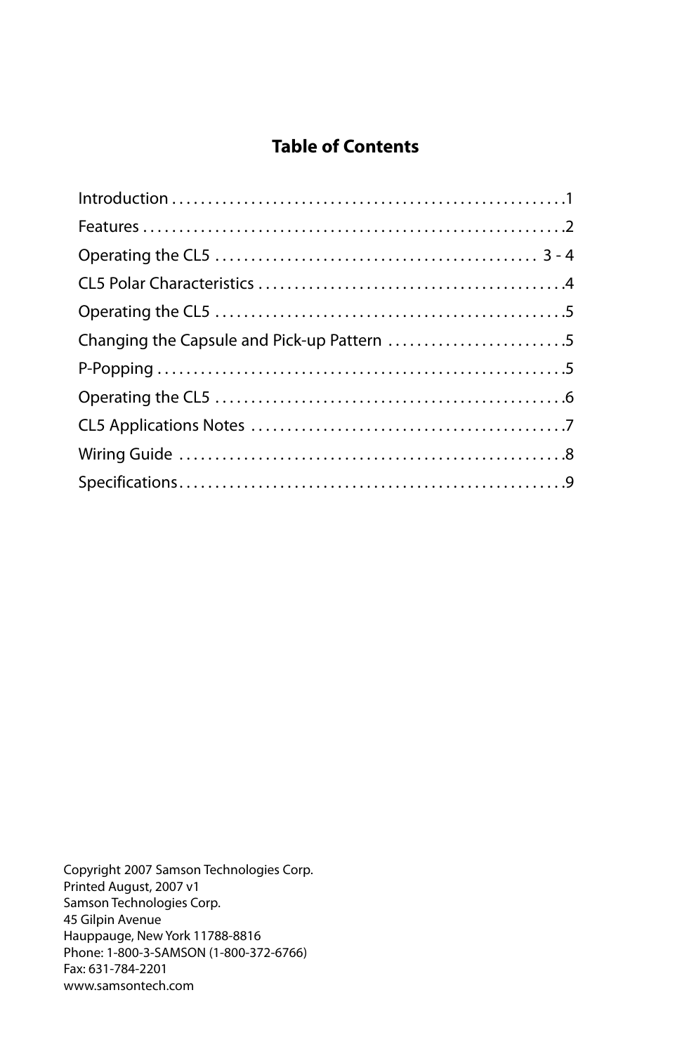## Table of Contents

| | |
|---|---|
| Introduction | 1 |
| Features | 2 |
| Operating the CL5 | 3 - 4 |
| CL5 Polar Characteristics | 4 |
| Operating the CL5 | 5 |
| Changing the Capsule and Pick-up Pattern | 5 |
| P-Popping | 5 |
| Operating the CL5 | 6 |
| CL5 Applications Notes | 7 |
| Wiring Guide | 8 |
| Specifications | 9 |

Copyright 2007 Samson Technologies Corp.
Printed August, 2007 v1
Samson Technologies Corp.
45 Gilpin Avenue
Hauppauge, New York 11788-8816
Phone: 1-800-3-SAMSON (1-800-372-6766)
Fax: 631-784-2201
www.samsontech.com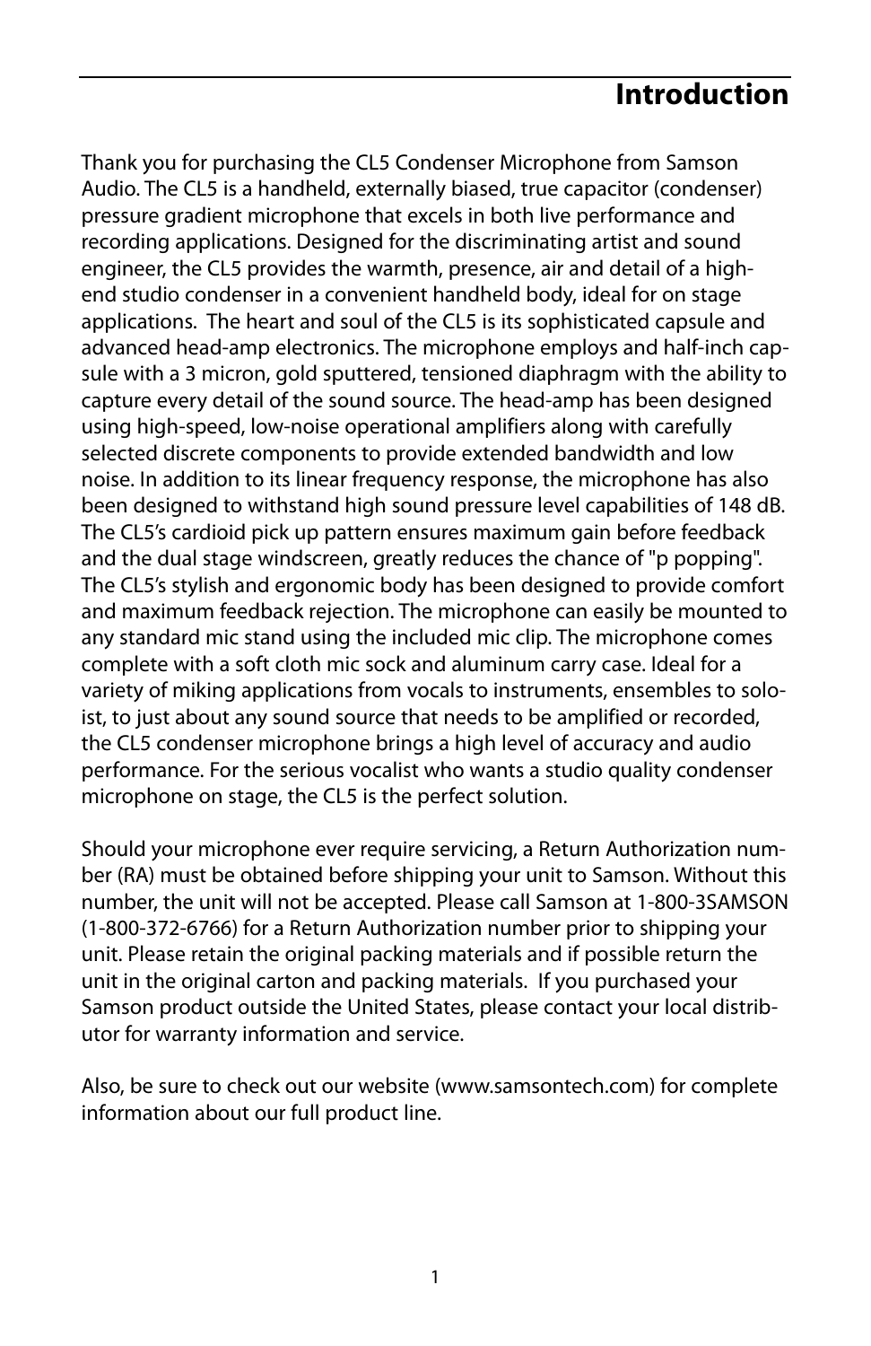# Introduction

Thank you for purchasing the CL5 Condenser Microphone from Samson Audio. The CL5 is a handheld, externally biased, true capacitor (condenser) pressure gradient microphone that excels in both live performance and recording applications. Designed for the discriminating artist and sound engineer, the CL5 provides the warmth, presence, air and detail of a high-end studio condenser in a convenient handheld body, ideal for on stage applications. The heart and soul of the CL5 is its sophisticated capsule and advanced head-amp electronics. The microphone employs and half-inch capsule with a 3 micron, gold sputtered, tensioned diaphragm with the ability to capture every detail of the sound source. The head-amp has been designed using high-speed, low-noise operational amplifiers along with carefully selected discrete components to provide extended bandwidth and low noise. In addition to its linear frequency response, the microphone has also been designed to withstand high sound pressure level capabilities of 148 dB. The CL5's cardioid pick up pattern ensures maximum gain before feedback and the dual stage windscreen, greatly reduces the chance of "p popping". The CL5's stylish and ergonomic body has been designed to provide comfort and maximum feedback rejection. The microphone can easily be mounted to any standard mic stand using the included mic clip. The microphone comes complete with a soft cloth mic sock and aluminum carry case. Ideal for a variety of miking applications from vocals to instruments, ensembles to soloist, to just about any sound source that needs to be amplified or recorded, the CL5 condenser microphone brings a high level of accuracy and audio performance. For the serious vocalist who wants a studio quality condenser microphone on stage, the CL5 is the perfect solution.

Should your microphone ever require servicing, a Return Authorization number (RA) must be obtained before shipping your unit to Samson. Without this number, the unit will not be accepted. Please call Samson at 1-800-3SAMSON (1-800-372-6766) for a Return Authorization number prior to shipping your unit. Please retain the original packing materials and if possible return the unit in the original carton and packing materials. If you purchased your Samson product outside the United States, please contact your local distributor for warranty information and service.

Also, be sure to check out our website (www.samsontech.com) for complete information about our full product line.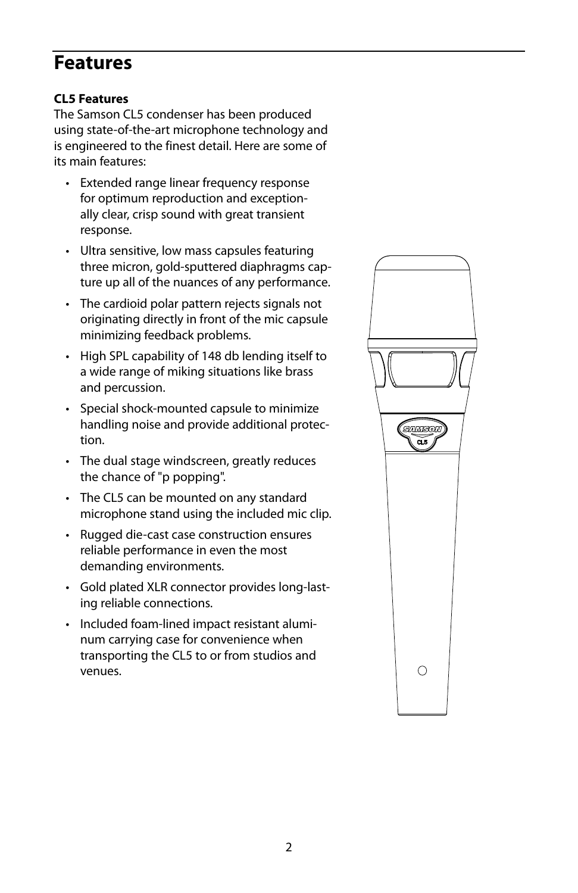# Features

**CL5 Features**

The Samson CL5 condenser has been produced using state-of-the-art microphone technology and is engineered to the finest detail. Here are some of its main features:

- Extended range linear frequency response for optimum reproduction and exceptionally clear, crisp sound with great transient response.
- Ultra sensitive, low mass capsules featuring three micron, gold-sputtered diaphragms capture up all of the nuances of any performance.
- The cardioid polar pattern rejects signals not originating directly in front of the mic capsule minimizing feedback problems.
- High SPL capability of 148 db lending itself to a wide range of miking situations like brass and percussion.
- Special shock-mounted capsule to minimize handling noise and provide additional protection.
- The dual stage windscreen, greatly reduces the chance of "p popping".
- The CL5 can be mounted on any standard microphone stand using the included mic clip.
- Rugged die-cast case construction ensures reliable performance in even the most demanding environments.
- Gold plated XLR connector provides long-lasting reliable connections.
- Included foam-lined impact resistant aluminum carrying case for convenience when transporting the CL5 to or from studios and venues.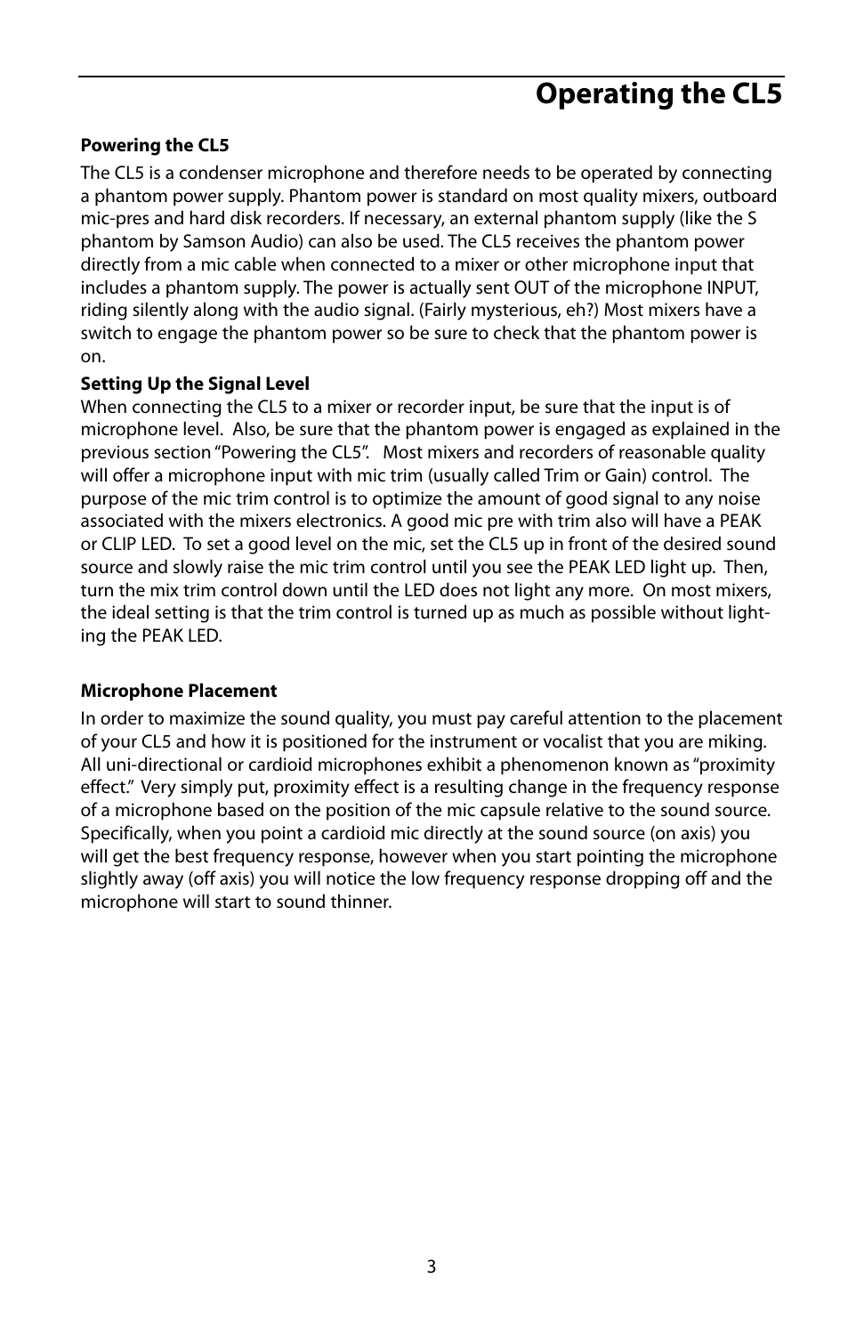# Operating the CL5

**Powering the CL5**

The CL5 is a condenser microphone and therefore needs to be operated by connecting a phantom power supply. Phantom power is standard on most quality mixers, outboard mic-pres and hard disk recorders. If necessary, an external phantom supply (like the S phantom by Samson Audio) can also be used. The CL5 receives the phantom power directly from a mic cable when connected to a mixer or other microphone input that includes a phantom supply. The power is actually sent OUT of the microphone INPUT, riding silently along with the audio signal. (Fairly mysterious, eh?) Most mixers have a switch to engage the phantom power so be sure to check that the phantom power is on.

**Setting Up the Signal Level**

When connecting the CL5 to a mixer or recorder input, be sure that the input is of microphone level. Also, be sure that the phantom power is engaged as explained in the previous section "Powering the CL5". Most mixers and recorders of reasonable quality will offer a microphone input with mic trim (usually called Trim or Gain) control. The purpose of the mic trim control is to optimize the amount of good signal to any noise associated with the mixers electronics. A good mic pre with trim also will have a PEAK or CLIP LED. To set a good level on the mic, set the CL5 up in front of the desired sound source and slowly raise the mic trim control until you see the PEAK LED light up. Then, turn the mix trim control down until the LED does not light any more. On most mixers, the ideal setting is that the trim control is turned up as much as possible without lighting the PEAK LED.

**Microphone Placement**

In order to maximize the sound quality, you must pay careful attention to the placement of your CL5 and how it is positioned for the instrument or vocalist that you are miking. All uni-directional or cardioid microphones exhibit a phenomenon known as "proximity effect." Very simply put, proximity effect is a resulting change in the frequency response of a microphone based on the position of the mic capsule relative to the sound source. Specifically, when you point a cardioid mic directly at the sound source (on axis) you will get the best frequency response, however when you start pointing the microphone slightly away (off axis) you will notice the low frequency response dropping off and the microphone will start to sound thinner.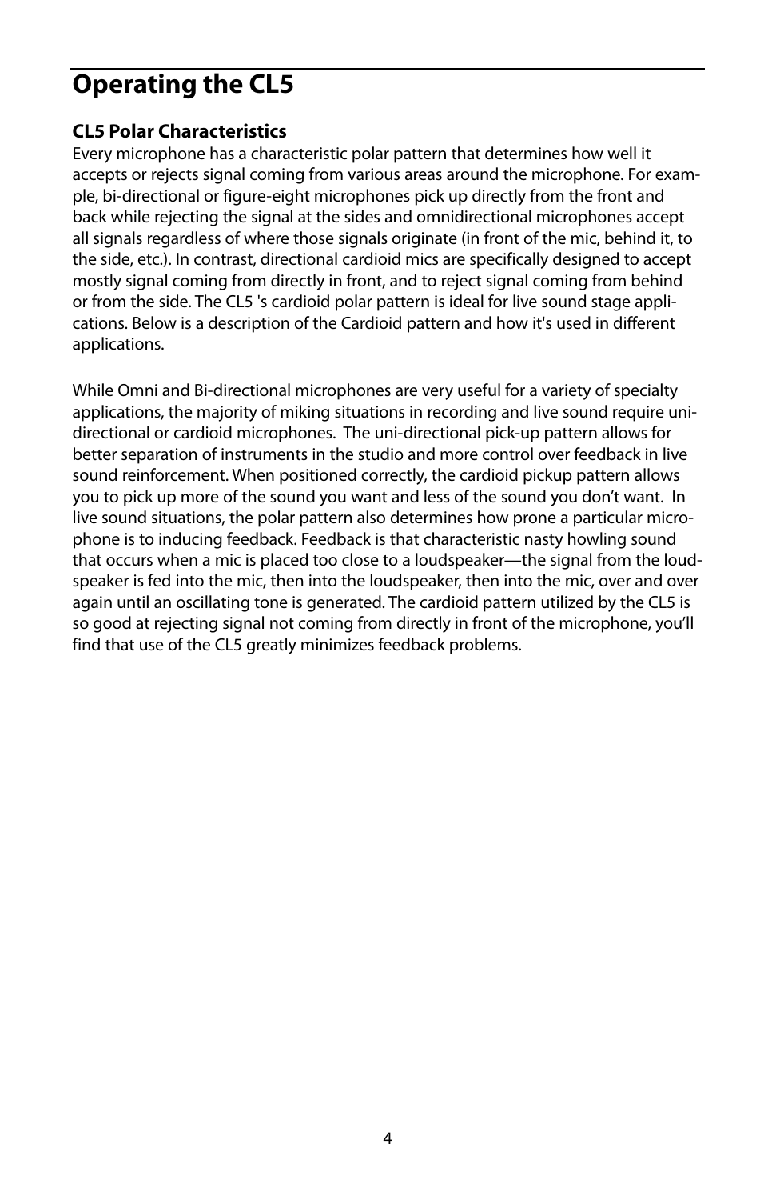# Operating the CL5

### CL5 Polar Characteristics

Every microphone has a characteristic polar pattern that determines how well it accepts or rejects signal coming from various areas around the microphone. For example, bi-directional or figure-eight microphones pick up directly from the front and back while rejecting the signal at the sides and omnidirectional microphones accept all signals regardless of where those signals originate (in front of the mic, behind it, to the side, etc.). In contrast, directional cardioid mics are specifically designed to accept mostly signal coming from directly in front, and to reject signal coming from behind or from the side. The CL5 's cardioid polar pattern is ideal for live sound stage applications. Below is a description of the Cardioid pattern and how it's used in different applications.

While Omni and Bi-directional microphones are very useful for a variety of specialty applications, the majority of miking situations in recording and live sound require uni-directional or cardioid microphones. The uni-directional pick-up pattern allows for better separation of instruments in the studio and more control over feedback in live sound reinforcement. When positioned correctly, the cardioid pickup pattern allows you to pick up more of the sound you want and less of the sound you don't want. In live sound situations, the polar pattern also determines how prone a particular microphone is to inducing feedback. Feedback is that characteristic nasty howling sound that occurs when a mic is placed too close to a loudspeaker—the signal from the loudspeaker is fed into the mic, then into the loudspeaker, then into the mic, over and over again until an oscillating tone is generated. The cardioid pattern utilized by the CL5 is so good at rejecting signal not coming from directly in front of the microphone, you'll find that use of the CL5 greatly minimizes feedback problems.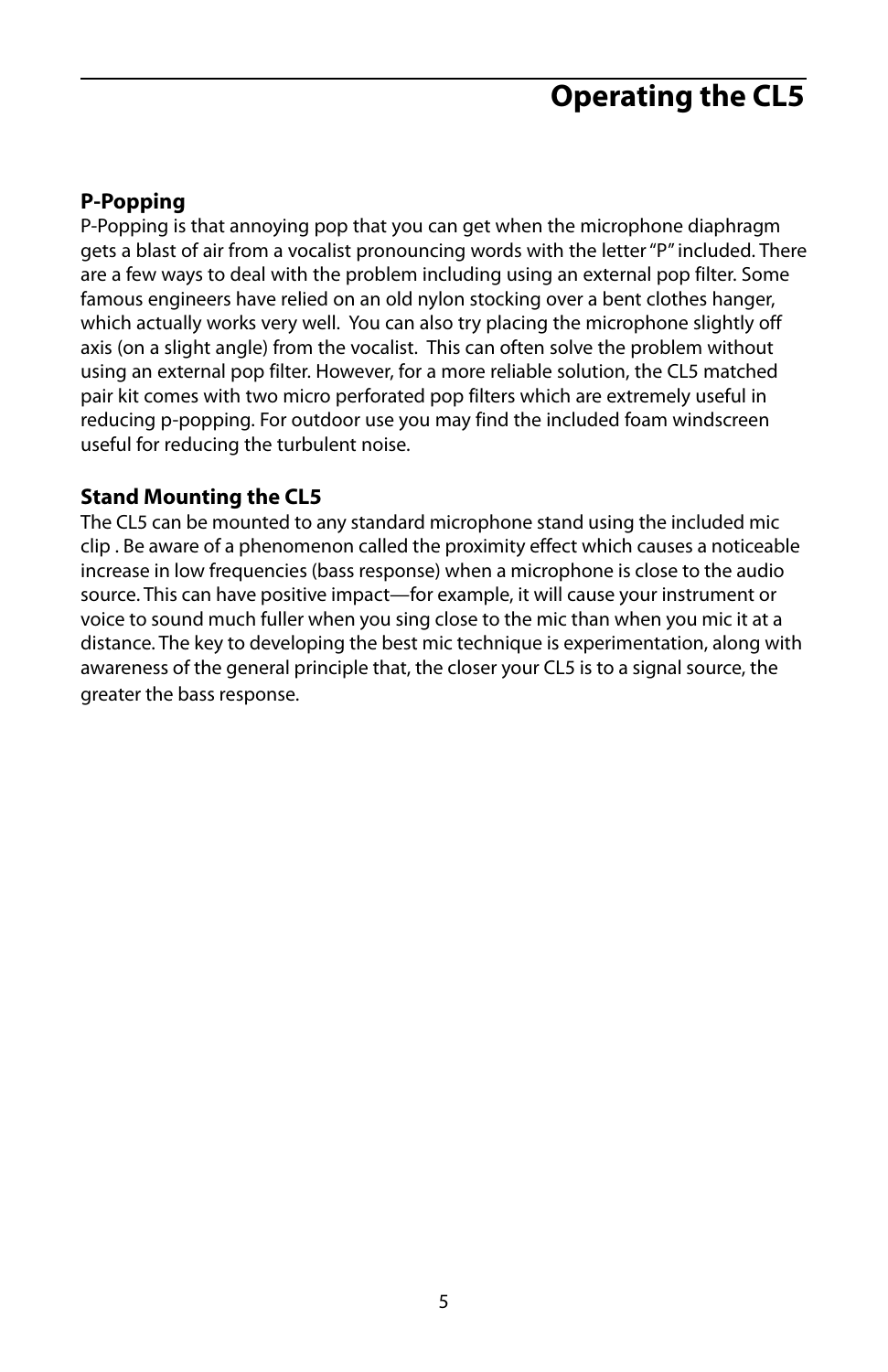# Operating the CL5

### P-Popping

P-Popping is that annoying pop that you can get when the microphone diaphragm gets a blast of air from a vocalist pronouncing words with the letter "P" included. There are a few ways to deal with the problem including using an external pop filter. Some famous engineers have relied on an old nylon stocking over a bent clothes hanger, which actually works very well. You can also try placing the microphone slightly off axis (on a slight angle) from the vocalist. This can often solve the problem without using an external pop filter. However, for a more reliable solution, the CL5 matched pair kit comes with two micro perforated pop filters which are extremely useful in reducing p-popping. For outdoor use you may find the included foam windscreen useful for reducing the turbulent noise.

### Stand Mounting the CL5

The CL5 can be mounted to any standard microphone stand using the included mic clip . Be aware of a phenomenon called the proximity effect which causes a noticeable increase in low frequencies (bass response) when a microphone is close to the audio source. This can have positive impact—for example, it will cause your instrument or voice to sound much fuller when you sing close to the mic than when you mic it at a distance. The key to developing the best mic technique is experimentation, along with awareness of the general principle that, the closer your CL5 is to a signal source, the greater the bass response.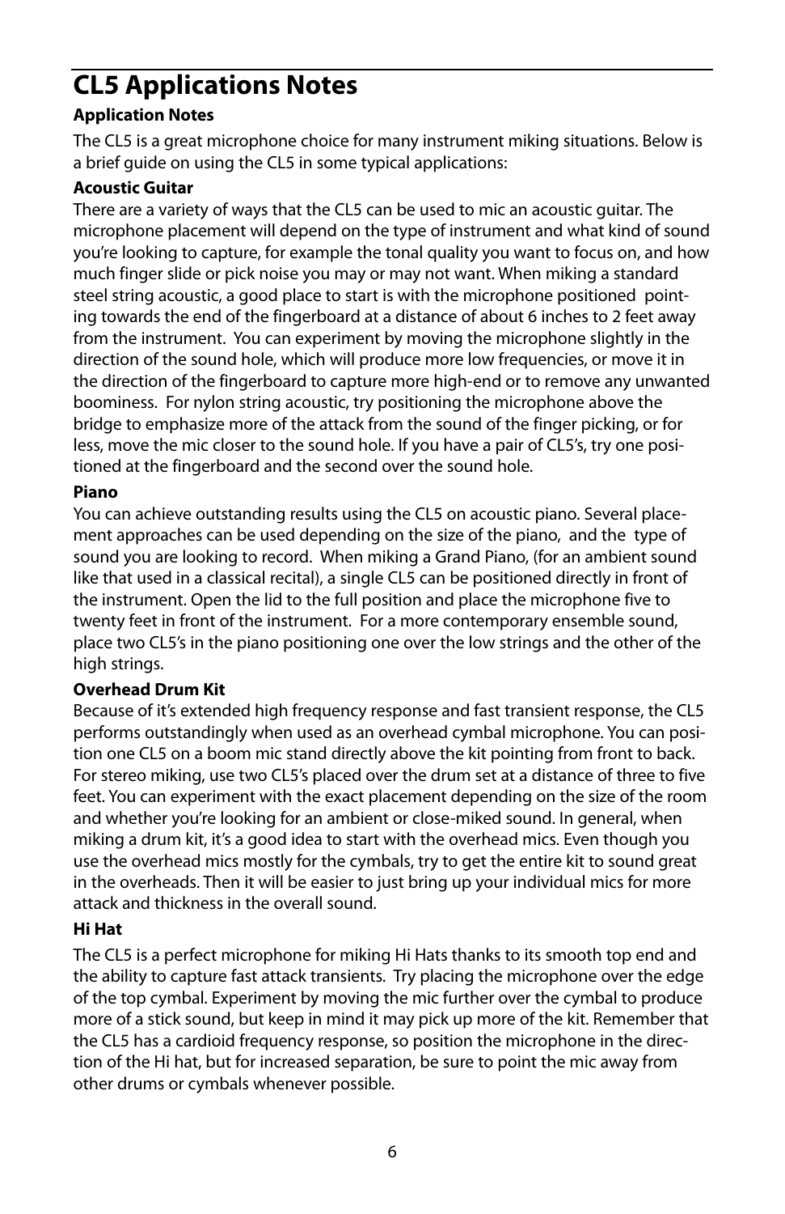# CL5 Applications Notes

**Application Notes**

The CL5 is a great microphone choice for many instrument miking situations. Below is a brief guide on using the CL5 in some typical applications:

**Acoustic Guitar**

There are a variety of ways that the CL5 can be used to mic an acoustic guitar. The microphone placement will depend on the type of instrument and what kind of sound you're looking to capture, for example the tonal quality you want to focus on, and how much finger slide or pick noise you may or may not want. When miking a standard steel string acoustic, a good place to start is with the microphone positioned pointing towards the end of the fingerboard at a distance of about 6 inches to 2 feet away from the instrument. You can experiment by moving the microphone slightly in the direction of the sound hole, which will produce more low frequencies, or move it in the direction of the fingerboard to capture more high-end or to remove any unwanted boominess. For nylon string acoustic, try positioning the microphone above the bridge to emphasize more of the attack from the sound of the finger picking, or for less, move the mic closer to the sound hole. If you have a pair of CL5's, try one positioned at the fingerboard and the second over the sound hole.

**Piano**

You can achieve outstanding results using the CL5 on acoustic piano. Several placement approaches can be used depending on the size of the piano, and the type of sound you are looking to record. When miking a Grand Piano, (for an ambient sound like that used in a classical recital), a single CL5 can be positioned directly in front of the instrument. Open the lid to the full position and place the microphone five to twenty feet in front of the instrument. For a more contemporary ensemble sound, place two CL5's in the piano positioning one over the low strings and the other of the high strings.

**Overhead Drum Kit**

Because of it's extended high frequency response and fast transient response, the CL5 performs outstandingly when used as an overhead cymbal microphone. You can position one CL5 on a boom mic stand directly above the kit pointing from front to back. For stereo miking, use two CL5's placed over the drum set at a distance of three to five feet. You can experiment with the exact placement depending on the size of the room and whether you're looking for an ambient or close-miked sound. In general, when miking a drum kit, it's a good idea to start with the overhead mics. Even though you use the overhead mics mostly for the cymbals, try to get the entire kit to sound great in the overheads. Then it will be easier to just bring up your individual mics for more attack and thickness in the overall sound.

**Hi Hat**

The CL5 is a perfect microphone for miking Hi Hats thanks to its smooth top end and the ability to capture fast attack transients. Try placing the microphone over the edge of the top cymbal. Experiment by moving the mic further over the cymbal to produce more of a stick sound, but keep in mind it may pick up more of the kit. Remember that the CL5 has a cardioid frequency response, so position the microphone in the direction of the Hi hat, but for increased separation, be sure to point the mic away from other drums or cymbals whenever possible.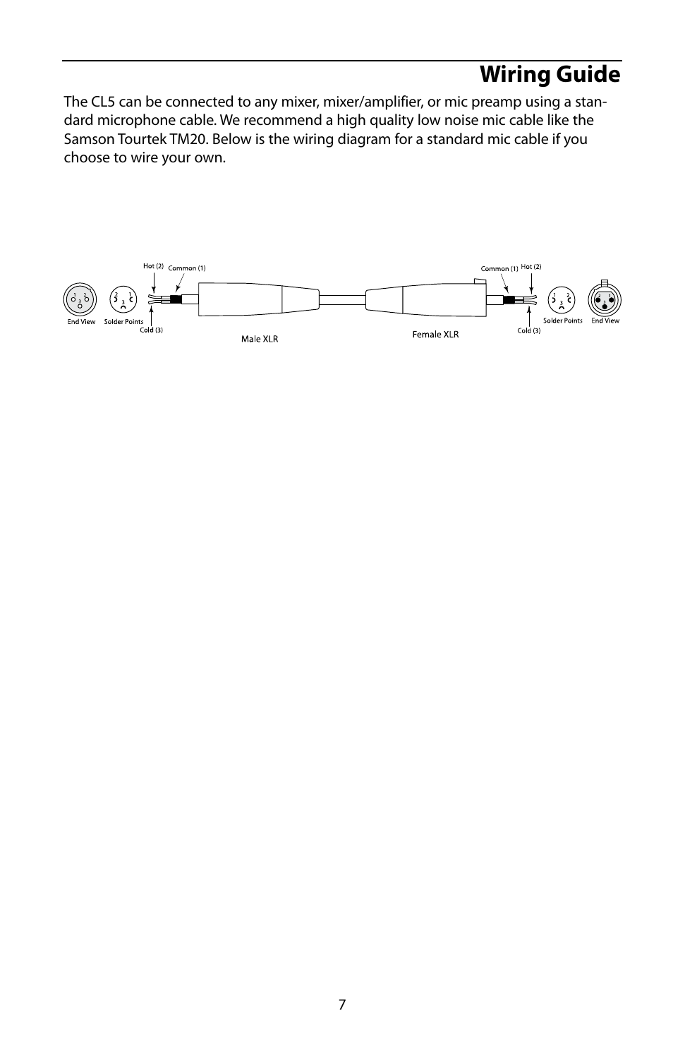# Wiring Guide

The CL5 can be connected to any mixer, mixer/amplifier, or mic preamp using a standard microphone cable. We recommend a high quality low noise mic cable like the Samson Tourtek TM20. Below is the wiring diagram for a standard mic cable if you choose to wire your own.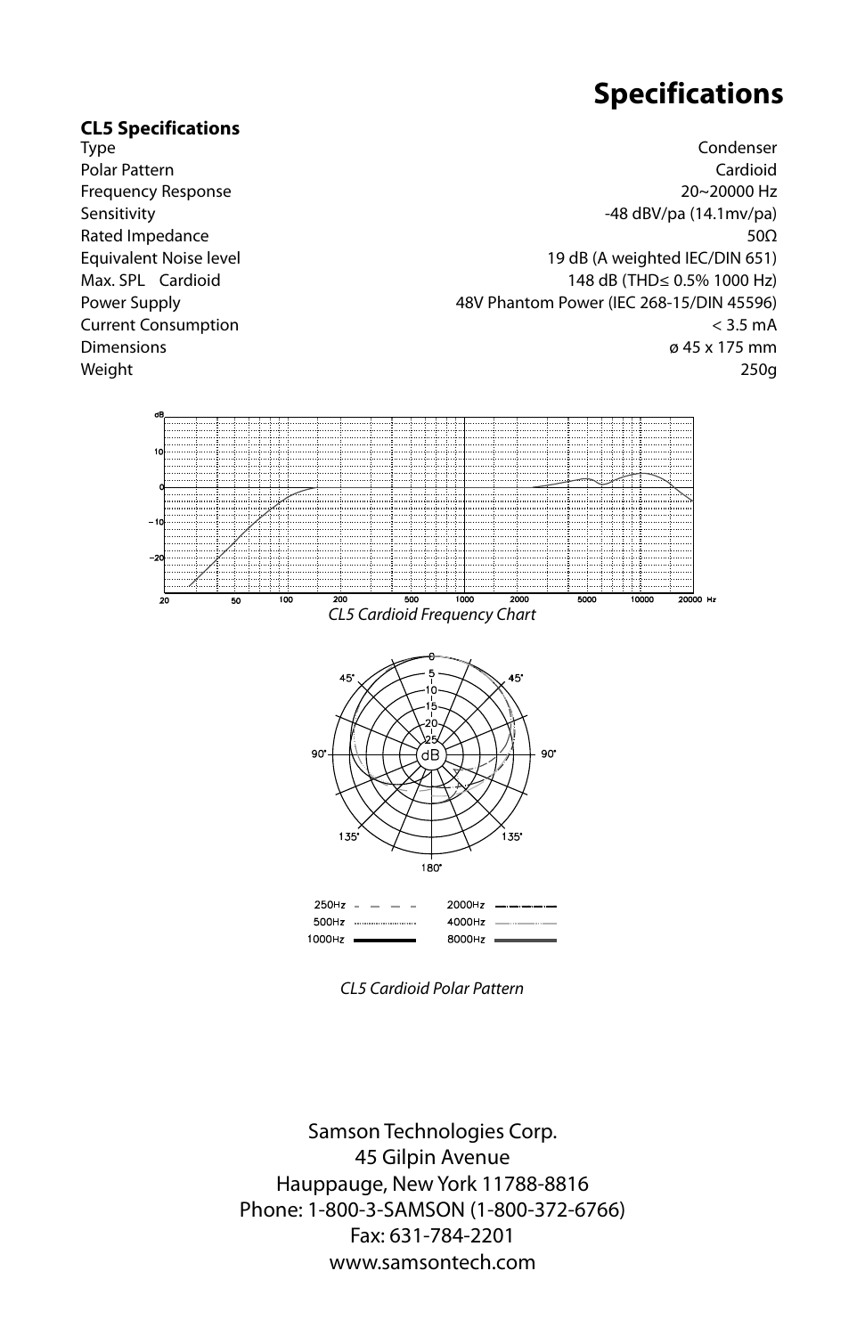# Specifications

**CL5 Specifications**

| | |
|---|---|
| Type | Condenser |
| Polar Pattern | Cardioid |
| Frequency Response | 20~20000 Hz |
| Sensitivity | -48 dBV/pa (14.1mv/pa) |
| Rated Impedance | 50Ω |
| Equivalent Noise level | 19 dB (A weighted IEC/DIN 651) |
| Max. SPL Cardioid | 148 dB (THD≤ 0.5% 1000 Hz) |
| Power Supply | 48V Phantom Power (IEC 268-15/DIN 45596) |
| Current Consumption | < 3.5 mA |
| Dimensions | ø 45 x 175 mm |
| Weight | 250g |

dB
10
0
−10
−20
20 50 100 200 500 1000 2000 5000 10000 20000 Hz

*CL5 Cardioid Frequency Chart*

0
5
10
15
20
25
dB
45˚ 45˚
90˚ 90˚
135˚ 135˚
180˚

250Hz
500Hz
1000Hz
2000Hz
4000Hz
8000Hz

*CL5 Cardioid Polar Pattern*

Samson Technologies Corp.
45 Gilpin Avenue
Hauppauge, New York 11788-8816
Phone: 1-800-3-SAMSON (1-800-372-6766)
Fax: 631-784-2201
www.samsontech.com